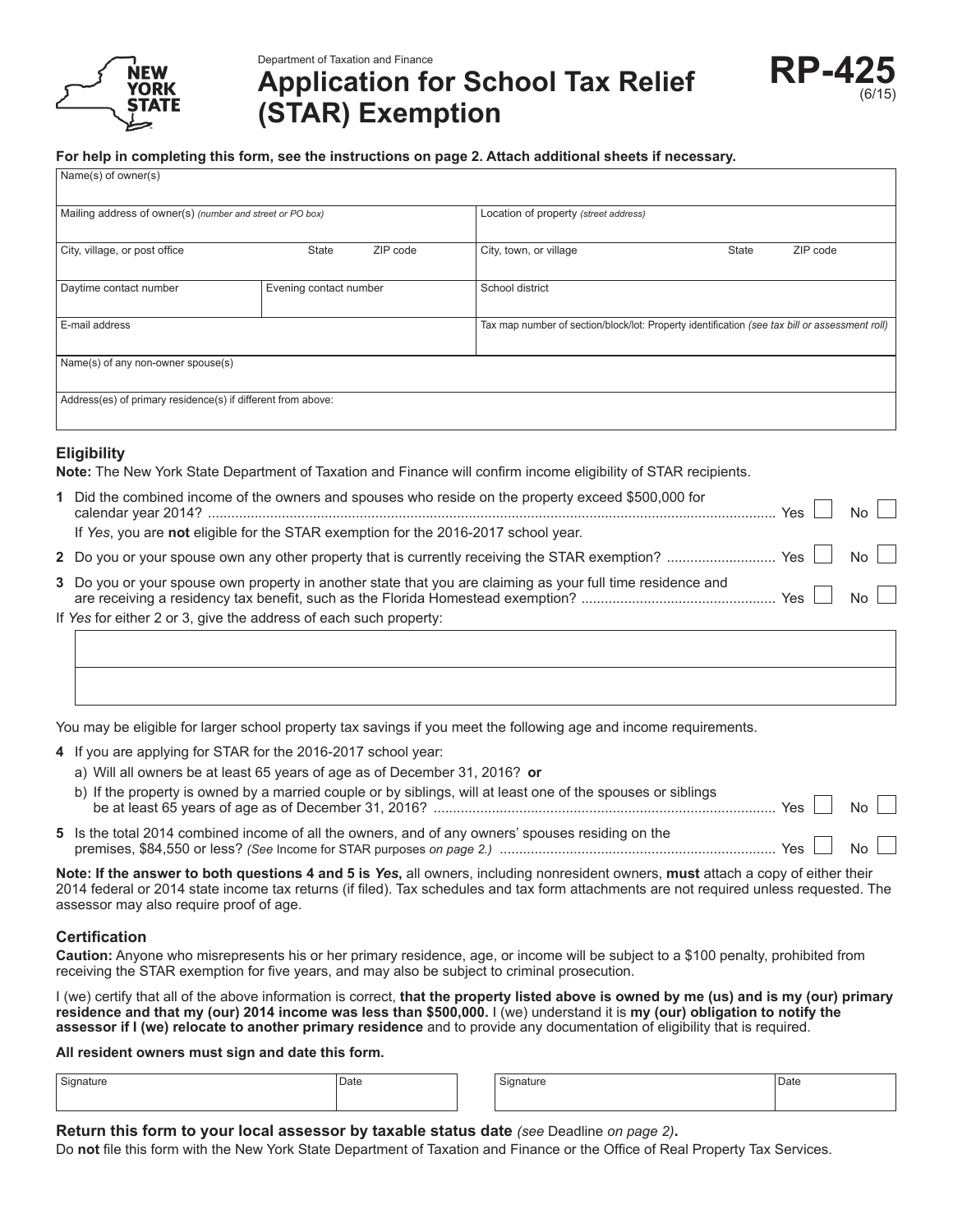Department of Taxation and Finance

# Application for School Tax Relief (STAR) Exemption

**RP-425** (6/15)

**For help in completing this form, see the instructions on page 2. Attach additional sheets if necessary.**

| Name(s) of owner(s) | | | |
|---|---|---|---|
| Mailing address of owner(s) *(number and street or PO box)* | | Location of property *(street address)* | |
| City, village, or post office / State / ZIP code | | City, town, or village / State / ZIP code | |
| Daytime contact number | Evening contact number | School district | |
| E-mail address | | Tax map number of section/block/lot: Property identification *(see tax bill or assessment roll)* | |
| Name(s) of any non-owner spouse(s) | | | |
| Address(es) of primary residence(s) if different from above: | | | |

## Eligibility

**Note:** The New York State Department of Taxation and Finance will confirm income eligibility of STAR recipients.

**1** Did the combined income of the owners and spouses who reside on the property exceed $500,000 for calendar year 2014? ........ Yes ☐ No ☐

If *Yes*, you are **not** eligible for the STAR exemption for the 2016-2017 school year.

**2** Do you or your spouse own any other property that is currently receiving the STAR exemption? ........ Yes ☐ No ☐

**3** Do you or your spouse own property in another state that you are claiming as your full time residence and are receiving a residency tax benefit, such as the Florida Homestead exemption? ........ Yes ☐ No ☐

If *Yes* for either 2 or 3, give the address of each such property:

| |
|---|
| |
| |

You may be eligible for larger school property tax savings if you meet the following age and income requirements.

**4** If you are applying for STAR for the 2016-2017 school year:

a) Will all owners be at least 65 years of age as of December 31, 2016? **or**

b) If the property is owned by a married couple or by siblings, will at least one of the spouses or siblings be at least 65 years of age as of December 31, 2016? ........ Yes ☐ No ☐

**5** Is the total 2014 combined income of all the owners, and of any owners' spouses residing on the premises, $84,550 or less? *(See* Income for STAR purposes *on page 2.)* ........ Yes ☐ No ☐

**Note: If the answer to both questions 4 and 5 is *Yes*,** all owners, including nonresident owners, **must** attach a copy of either their 2014 federal or 2014 state income tax returns (if filed). Tax schedules and tax form attachments are not required unless requested. The assessor may also require proof of age.

## Certification

**Caution:** Anyone who misrepresents his or her primary residence, age, or income will be subject to a $100 penalty, prohibited from receiving the STAR exemption for five years, and may also be subject to criminal prosecution.

I (we) certify that all of the above information is correct, **that the property listed above is owned by me (us) and is my (our) primary residence and that my (our) 2014 income was less than $500,000.** I (we) understand it is **my (our) obligation to notify the assessor if I (we) relocate to another primary residence** and to provide any documentation of eligibility that is required.

**All resident owners must sign and date this form.**

| Signature | Date | Signature | Date |
|---|---|---|---|
| | | | |

**Return this form to your local assessor by taxable status date** *(see* Deadline *on page 2)***.**

Do **not** file this form with the New York State Department of Taxation and Finance or the Office of Real Property Tax Services.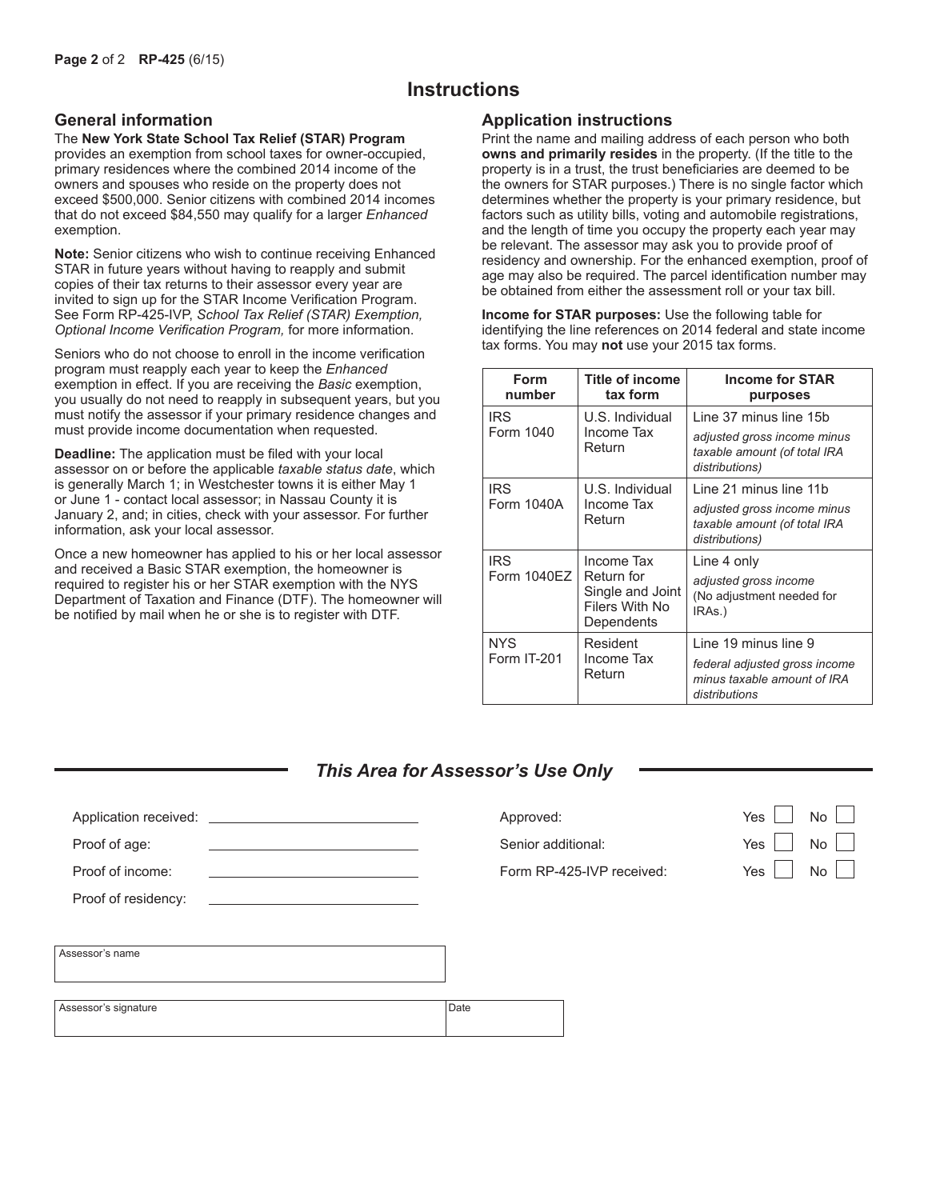# Instructions

## General information

The **New York State School Tax Relief (STAR) Program** provides an exemption from school taxes for owner-occupied, primary residences where the combined 2014 income of the owners and spouses who reside on the property does not exceed $500,000. Senior citizens with combined 2014 incomes that do not exceed $84,550 may qualify for a larger *Enhanced* exemption.

**Note:** Senior citizens who wish to continue receiving Enhanced STAR in future years without having to reapply and submit copies of their tax returns to their assessor every year are invited to sign up for the STAR Income Verification Program. See Form RP-425-IVP, *School Tax Relief (STAR) Exemption, Optional Income Verification Program,* for more information.

Seniors who do not choose to enroll in the income verification program must reapply each year to keep the *Enhanced* exemption in effect. If you are receiving the *Basic* exemption, you usually do not need to reapply in subsequent years, but you must notify the assessor if your primary residence changes and must provide income documentation when requested.

**Deadline:** The application must be filed with your local assessor on or before the applicable *taxable status date*, which is generally March 1; in Westchester towns it is either May 1 or June 1 - contact local assessor; in Nassau County it is January 2, and; in cities, check with your assessor. For further information, ask your local assessor.

Once a new homeowner has applied to his or her local assessor and received a Basic STAR exemption, the homeowner is required to register his or her STAR exemption with the NYS Department of Taxation and Finance (DTF). The homeowner will be notified by mail when he or she is to register with DTF.

## Application instructions

Print the name and mailing address of each person who both **owns and primarily resides** in the property. (If the title to the property is in a trust, the trust beneficiaries are deemed to be the owners for STAR purposes.) There is no single factor which determines whether the property is your primary residence, but factors such as utility bills, voting and automobile registrations, and the length of time you occupy the property each year may be relevant. The assessor may ask you to provide proof of residency and ownership. For the enhanced exemption, proof of age may also be required. The parcel identification number may be obtained from either the assessment roll or your tax bill.

**Income for STAR purposes:** Use the following table for identifying the line references on 2014 federal and state income tax forms. You may **not** use your 2015 tax forms.

| Form number | Title of income tax form | Income for STAR purposes |
|---|---|---|
| IRS Form 1040 | U.S. Individual Income Tax Return | Line 37 minus line 15b *adjusted gross income minus taxable amount (of total IRA distributions)* |
| IRS Form 1040A | U.S. Individual Income Tax Return | Line 21 minus line 11b *adjusted gross income minus taxable amount (of total IRA distributions)* |
| IRS Form 1040EZ | Income Tax Return for Single and Joint Filers With No Dependents | Line 4 only *adjusted gross income* (No adjustment needed for IRAs.) |
| NYS Form IT-201 | Resident Income Tax Return | Line 19 minus line 9 *federal adjusted gross income minus taxable amount of IRA distributions* |

### *This Area for Assessor's Use Only*

Application received: ______________________

Proof of age: ______________________

Proof of income: ______________________

Proof of residency: ______________________

Approved: Yes ☐ No ☐

Senior additional: Yes ☐ No ☐

Form RP-425-IVP received: Yes ☐ No ☐

Assessor's name

Assessor's signature | Date